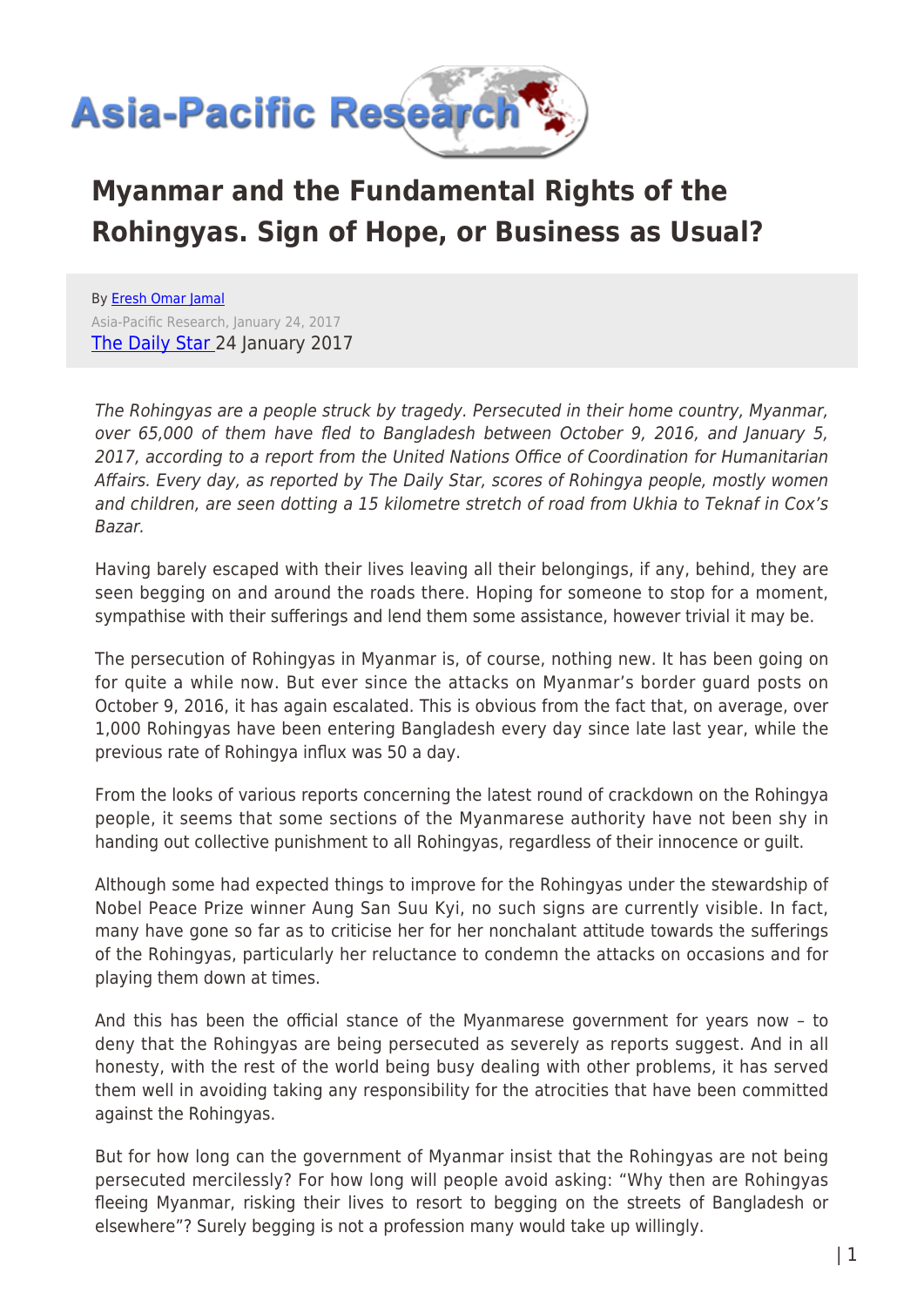# Myanmar and the Fundamental Rights of the Rohingyas. Sign of Hope, or Business as Usual?

By [Eresh Omar Jamal]
Asia-Pacific Research, January 24, 2017
[The Daily Star] 24 January 2017

*The Rohingyas are a people struck by tragedy. Persecuted in their home country, Myanmar, over 65,000 of them have fled to Bangladesh between October 9, 2016, and January 5, 2017, according to a report from the United Nations Office of Coordination for Humanitarian Affairs. Every day, as reported by The Daily Star, scores of Rohingya people, mostly women and children, are seen dotting a 15 kilometre stretch of road from Ukhia to Teknaf in Cox's Bazar.*

Having barely escaped with their lives leaving all their belongings, if any, behind, they are seen begging on and around the roads there. Hoping for someone to stop for a moment, sympathise with their sufferings and lend them some assistance, however trivial it may be.

The persecution of Rohingyas in Myanmar is, of course, nothing new. It has been going on for quite a while now. But ever since the attacks on Myanmar's border guard posts on October 9, 2016, it has again escalated. This is obvious from the fact that, on average, over 1,000 Rohingyas have been entering Bangladesh every day since late last year, while the previous rate of Rohingya influx was 50 a day.

From the looks of various reports concerning the latest round of crackdown on the Rohingya people, it seems that some sections of the Myanmarese authority have not been shy in handing out collective punishment to all Rohingyas, regardless of their innocence or guilt.

Although some had expected things to improve for the Rohingyas under the stewardship of Nobel Peace Prize winner Aung San Suu Kyi, no such signs are currently visible. In fact, many have gone so far as to criticise her for her nonchalant attitude towards the sufferings of the Rohingyas, particularly her reluctance to condemn the attacks on occasions and for playing them down at times.

And this has been the official stance of the Myanmarese government for years now – to deny that the Rohingyas are being persecuted as severely as reports suggest. And in all honesty, with the rest of the world being busy dealing with other problems, it has served them well in avoiding taking any responsibility for the atrocities that have been committed against the Rohingyas.

But for how long can the government of Myanmar insist that the Rohingyas are not being persecuted mercilessly? For how long will people avoid asking: "Why then are Rohingyas fleeing Myanmar, risking their lives to resort to begging on the streets of Bangladesh or elsewhere"? Surely begging is not a profession many would take up willingly.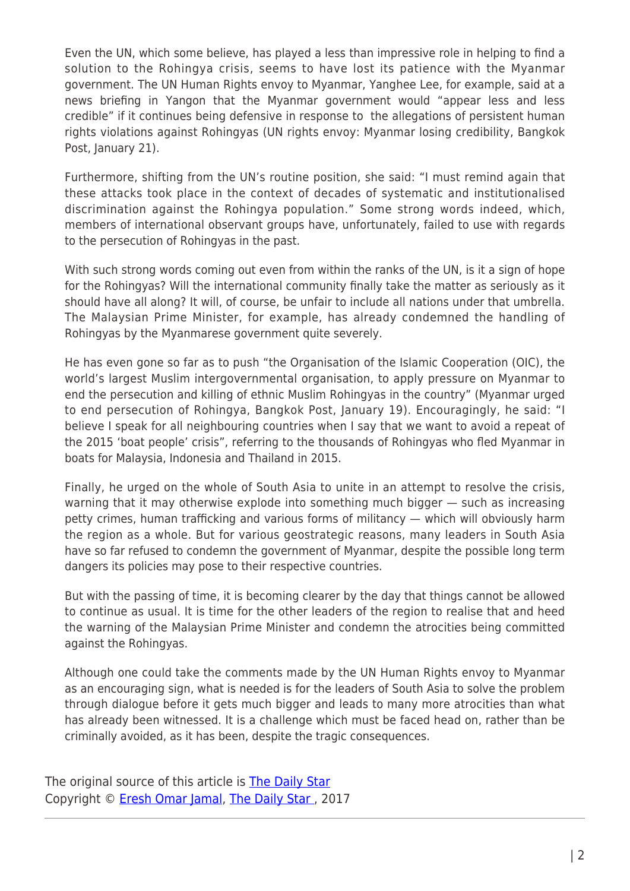Even the UN, which some believe, has played a less than impressive role in helping to find a solution to the Rohingya crisis, seems to have lost its patience with the Myanmar government. The UN Human Rights envoy to Myanmar, Yanghee Lee, for example, said at a news briefing in Yangon that the Myanmar government would "appear less and less credible" if it continues being defensive in response to the allegations of persistent human rights violations against Rohingyas (UN rights envoy: Myanmar losing credibility, Bangkok Post, January 21).

Furthermore, shifting from the UN's routine position, she said: "I must remind again that these attacks took place in the context of decades of systematic and institutionalised discrimination against the Rohingya population." Some strong words indeed, which, members of international observant groups have, unfortunately, failed to use with regards to the persecution of Rohingyas in the past.

With such strong words coming out even from within the ranks of the UN, is it a sign of hope for the Rohingyas? Will the international community finally take the matter as seriously as it should have all along? It will, of course, be unfair to include all nations under that umbrella. The Malaysian Prime Minister, for example, has already condemned the handling of Rohingyas by the Myanmarese government quite severely.

He has even gone so far as to push "the Organisation of the Islamic Cooperation (OIC), the world's largest Muslim intergovernmental organisation, to apply pressure on Myanmar to end the persecution and killing of ethnic Muslim Rohingyas in the country" (Myanmar urged to end persecution of Rohingya, Bangkok Post, January 19). Encouragingly, he said: "I believe I speak for all neighbouring countries when I say that we want to avoid a repeat of the 2015 'boat people' crisis", referring to the thousands of Rohingyas who fled Myanmar in boats for Malaysia, Indonesia and Thailand in 2015.

Finally, he urged on the whole of South Asia to unite in an attempt to resolve the crisis, warning that it may otherwise explode into something much bigger — such as increasing petty crimes, human trafficking and various forms of militancy — which will obviously harm the region as a whole. But for various geostrategic reasons, many leaders in South Asia have so far refused to condemn the government of Myanmar, despite the possible long term dangers its policies may pose to their respective countries.

But with the passing of time, it is becoming clearer by the day that things cannot be allowed to continue as usual. It is time for the other leaders of the region to realise that and heed the warning of the Malaysian Prime Minister and condemn the atrocities being committed against the Rohingyas.

Although one could take the comments made by the UN Human Rights envoy to Myanmar as an encouraging sign, what is needed is for the leaders of South Asia to solve the problem through dialogue before it gets much bigger and leads to many more atrocities than what has already been witnessed. It is a challenge which must be faced head on, rather than be criminally avoided, as it has been, despite the tragic consequences.

The original source of this article is The Daily Star
Copyright © Eresh Omar Jamal, The Daily Star , 2017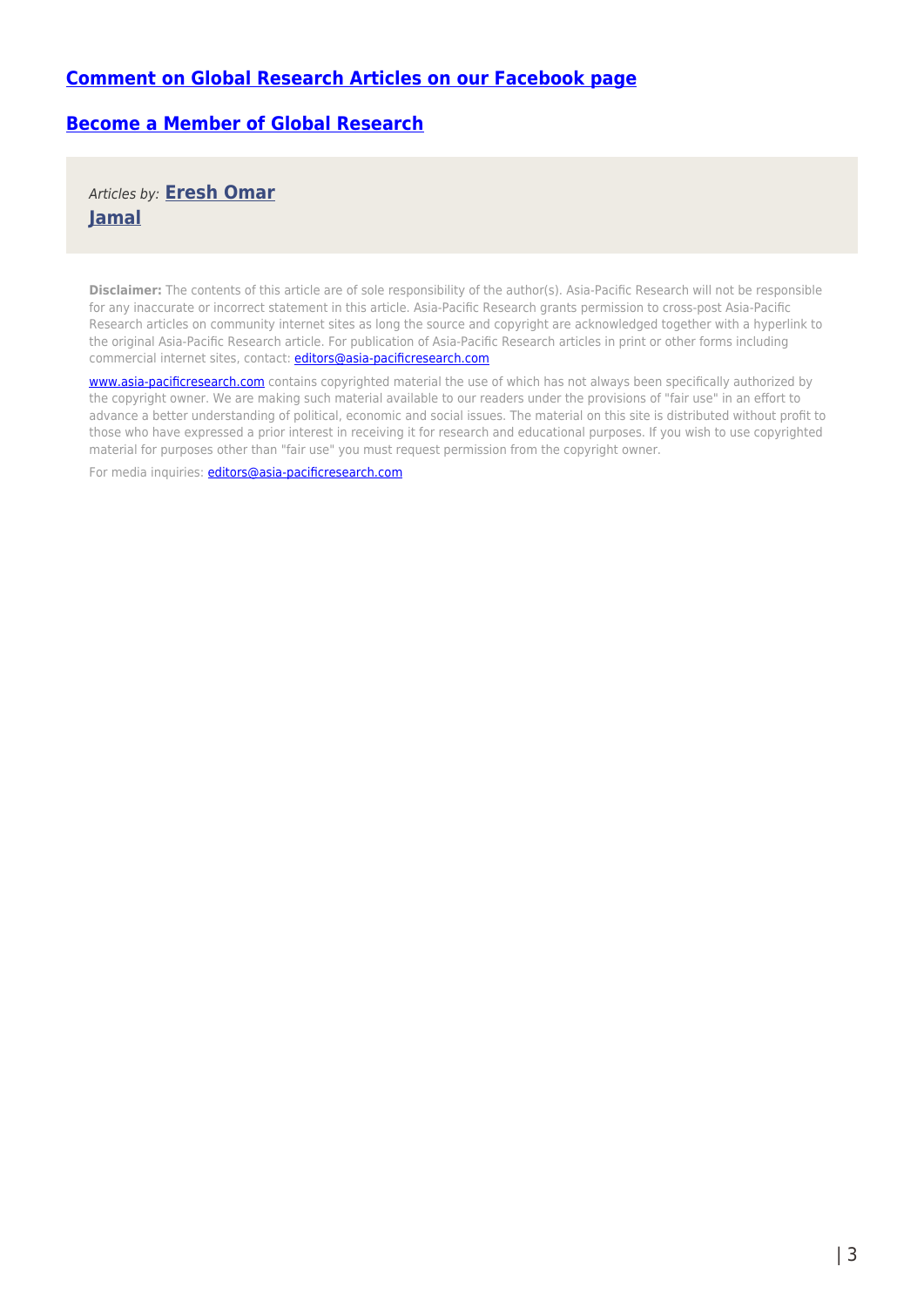**Comment on Global Research Articles on our Facebook page**

**Become a Member of Global Research**

*Articles by:* **Eresh Omar Jamal**

**Disclaimer:** The contents of this article are of sole responsibility of the author(s). Asia-Pacific Research will not be responsible for any inaccurate or incorrect statement in this article. Asia-Pacific Research grants permission to cross-post Asia-Pacific Research articles on community internet sites as long the source and copyright are acknowledged together with a hyperlink to the original Asia-Pacific Research article. For publication of Asia-Pacific Research articles in print or other forms including commercial internet sites, contact: editors@asia-pacificresearch.com

www.asia-pacificresearch.com contains copyrighted material the use of which has not always been specifically authorized by the copyright owner. We are making such material available to our readers under the provisions of "fair use" in an effort to advance a better understanding of political, economic and social issues. The material on this site is distributed without profit to those who have expressed a prior interest in receiving it for research and educational purposes. If you wish to use copyrighted material for purposes other than "fair use" you must request permission from the copyright owner.

For media inquiries: editors@asia-pacificresearch.com